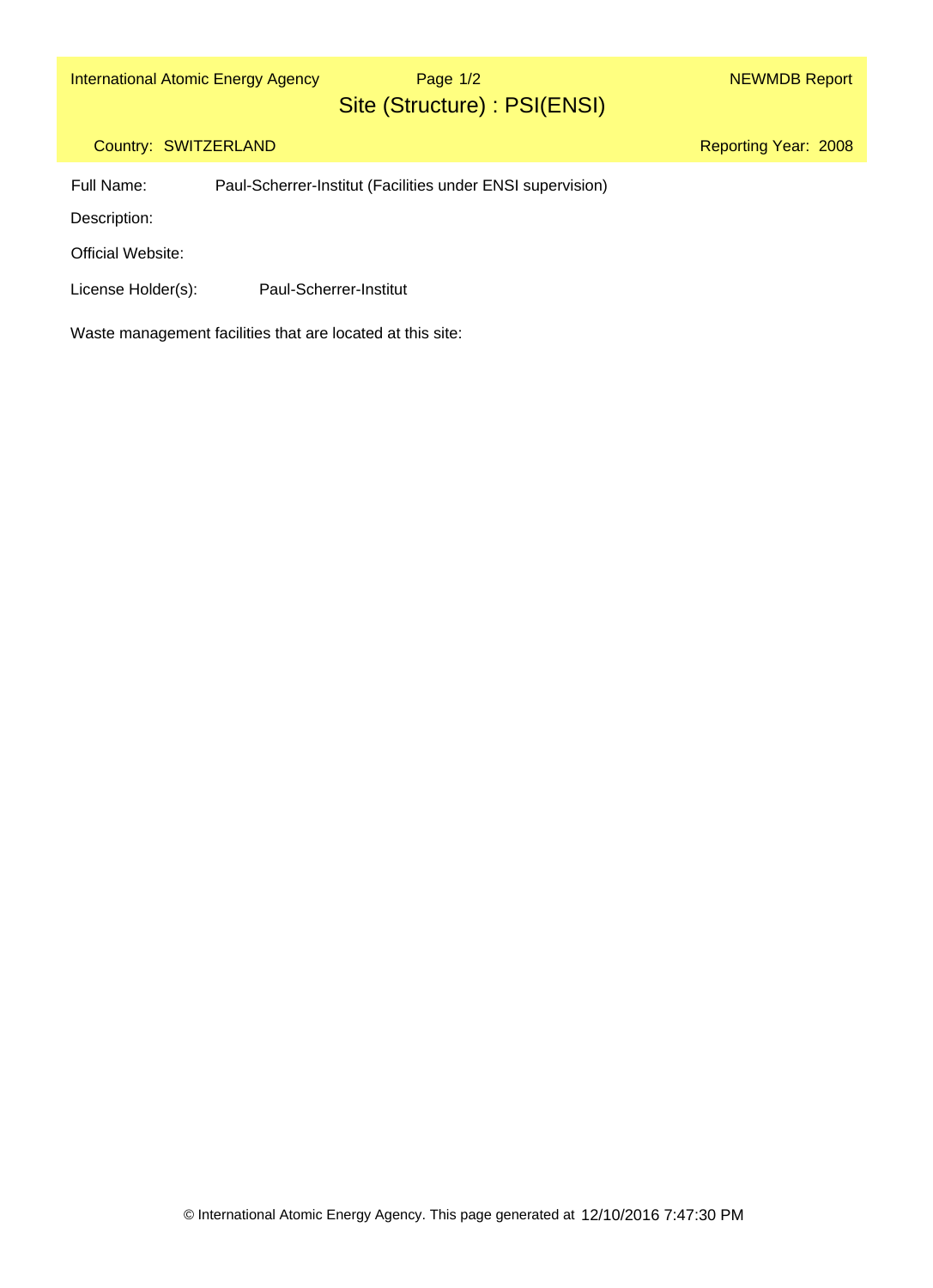# Site (Structure) : PSI(ENSI)

Country: SWITZERLAND

Reporting Year: 2008

Full Name: Paul-Scherrer-Institut (Facilities under ENSI supervision)

Description:

Official Website:

License Holder(s): Paul-Scherrer-Institut

Waste management facilities that are located at this site: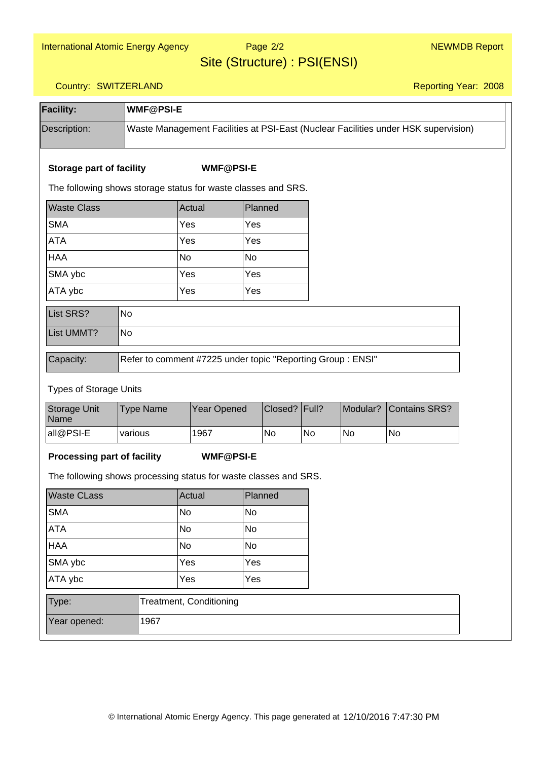Site (Structure) : PSI(ENSI)

Country: SWITZERLAND

Reporting Year: 2008

| | |
|---|---|
| **Facility:** | **WMF@PSI-E** |
| Description: | Waste Management Facilities at PSI-East (Nuclear Facilities under HSK supervision) |

**Storage part of facility** **WMF@PSI-E**

The following shows storage status for waste classes and SRS.

| Waste Class | Actual | Planned |
|---|---|---|
| SMA | Yes | Yes |
| ATA | Yes | Yes |
| HAA | No | No |
| SMA ybc | Yes | Yes |
| ATA ybc | Yes | Yes |

| | |
|---|---|
| List SRS? | No |
| List UMMT? | No |

| | |
|---|---|
| Capacity: | Refer to comment #7225 under topic "Reporting Group : ENSI" |

Types of Storage Units

| Storage Unit Name | Type Name | Year Opened | Closed? | Full? | Modular? | Contains SRS? |
|---|---|---|---|---|---|---|
| all@PSI-E | various | 1967 | No | No | No | No |

**Processing part of facility** **WMF@PSI-E**

The following shows processing status for waste classes and SRS.

| Waste CLass | Actual | Planned |
|---|---|---|
| SMA | No | No |
| ATA | No | No |
| HAA | No | No |
| SMA ybc | Yes | Yes |
| ATA ybc | Yes | Yes |

| | |
|---|---|
| Type: | Treatment, Conditioning |
| Year opened: | 1967 |

© International Atomic Energy Agency. This page generated at 12/10/2016 7:47:30 PM